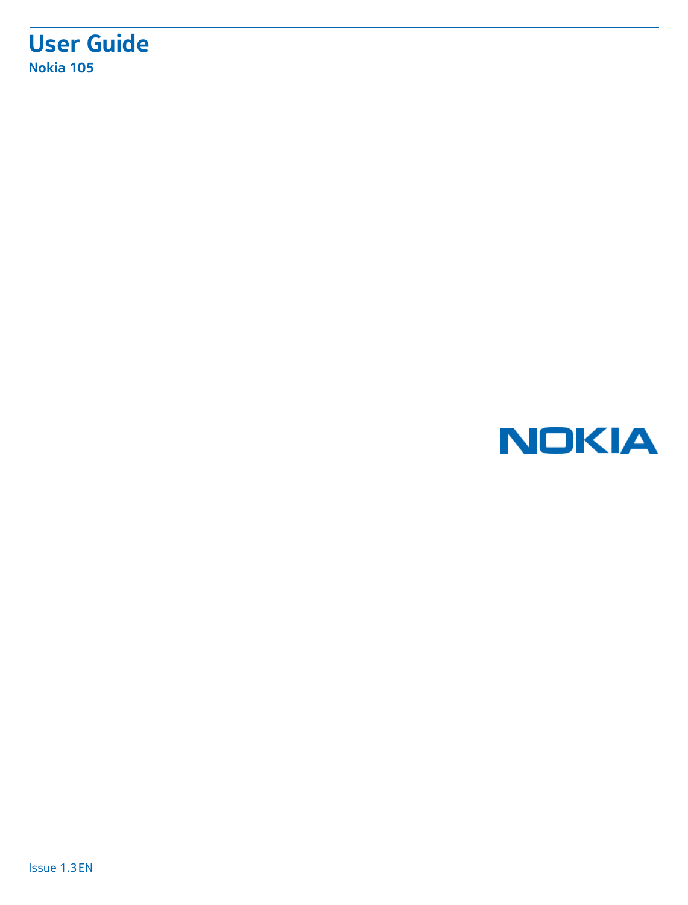# User Guide

**Nokia 105**

NOKIA

Issue 1.3 EN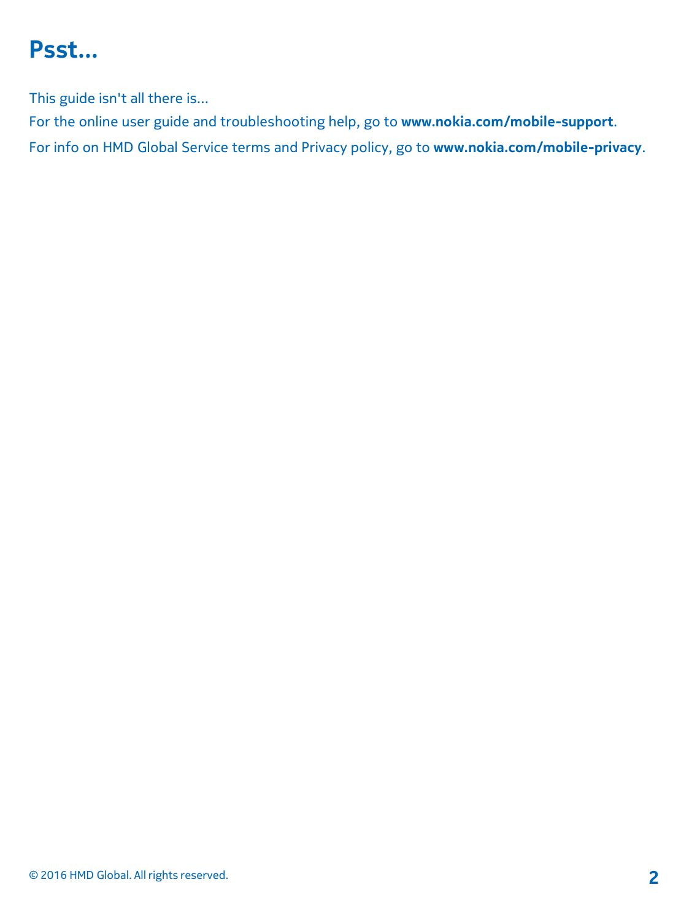# Psst...

This guide isn't all there is...

For the online user guide and troubleshooting help, go to **www.nokia.com/mobile-support**.

For info on HMD Global Service terms and Privacy policy, go to **www.nokia.com/mobile-privacy**.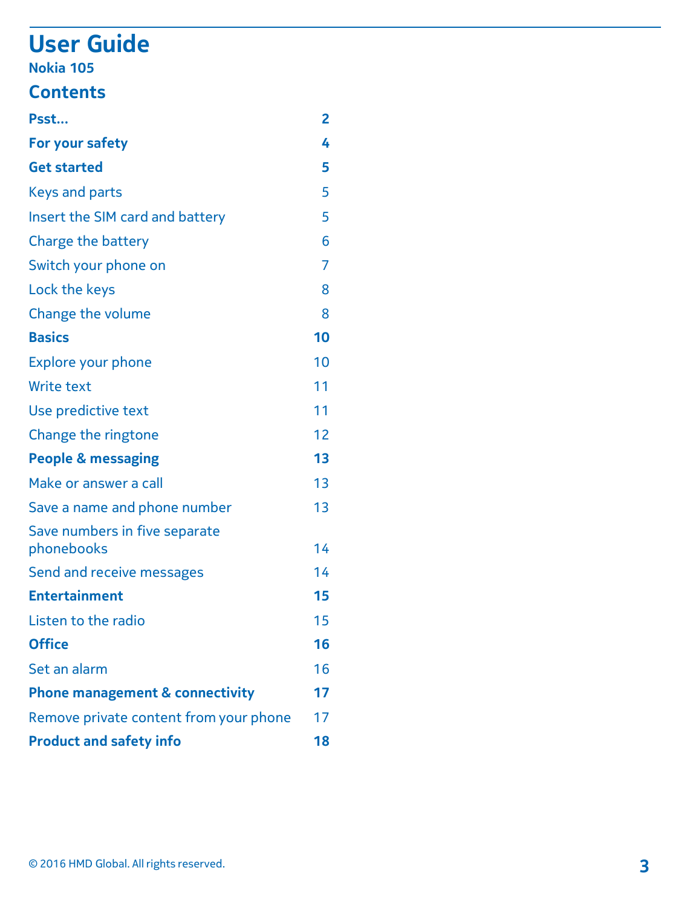# User Guide

**Nokia 105**

## Contents

| | |
|---|---|
| **Psst...** | **2** |
| **For your safety** | **4** |
| **Get started** | **5** |
| Keys and parts | 5 |
| Insert the SIM card and battery | 5 |
| Charge the battery | 6 |
| Switch your phone on | 7 |
| Lock the keys | 8 |
| Change the volume | 8 |
| **Basics** | **10** |
| Explore your phone | 10 |
| Write text | 11 |
| Use predictive text | 11 |
| Change the ringtone | 12 |
| **People & messaging** | **13** |
| Make or answer a call | 13 |
| Save a name and phone number | 13 |
| Save numbers in five separate phonebooks | 14 |
| Send and receive messages | 14 |
| **Entertainment** | **15** |
| Listen to the radio | 15 |
| **Office** | **16** |
| Set an alarm | 16 |
| **Phone management & connectivity** | **17** |
| Remove private content from your phone | 17 |
| **Product and safety info** | **18** |

© 2016 HMD Global. All rights reserved.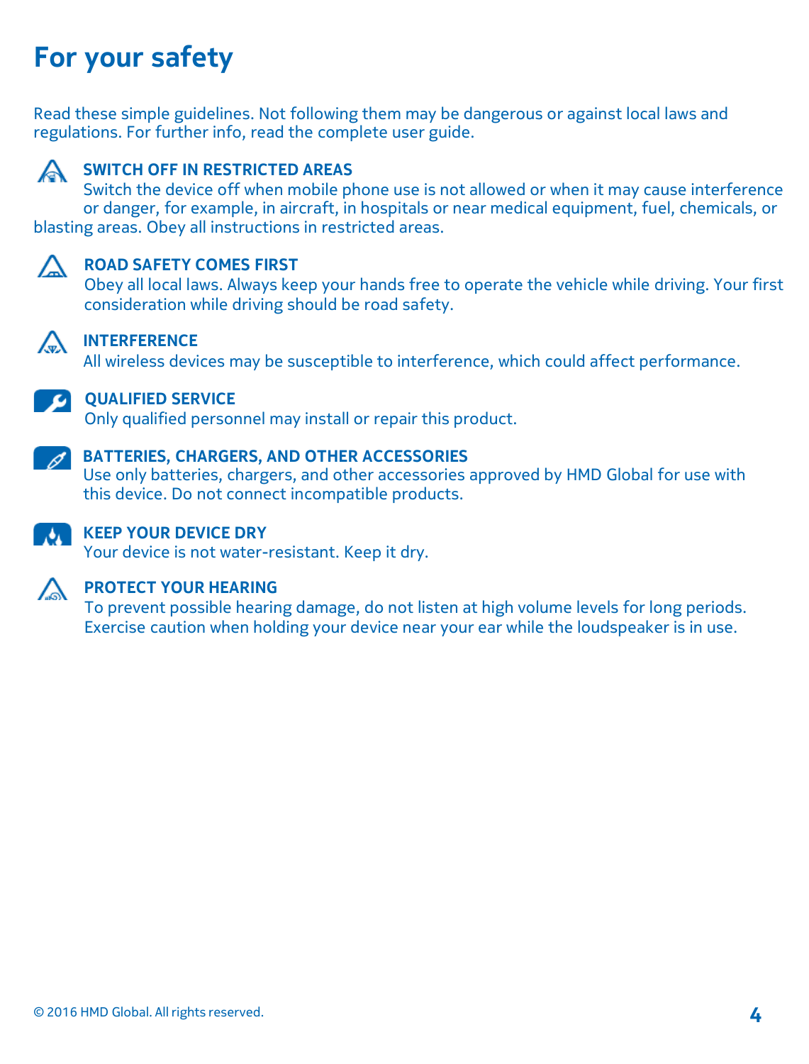# For your safety

Read these simple guidelines. Not following them may be dangerous or against local laws and regulations. For further info, read the complete user guide.

**SWITCH OFF IN RESTRICTED AREAS**

Switch the device off when mobile phone use is not allowed or when it may cause interference or danger, for example, in aircraft, in hospitals or near medical equipment, fuel, chemicals, or blasting areas. Obey all instructions in restricted areas.

**ROAD SAFETY COMES FIRST**

Obey all local laws. Always keep your hands free to operate the vehicle while driving. Your first consideration while driving should be road safety.

**INTERFERENCE**

All wireless devices may be susceptible to interference, which could affect performance.

**QUALIFIED SERVICE**

Only qualified personnel may install or repair this product.

**BATTERIES, CHARGERS, AND OTHER ACCESSORIES**

Use only batteries, chargers, and other accessories approved by HMD Global for use with this device. Do not connect incompatible products.

**KEEP YOUR DEVICE DRY**

Your device is not water-resistant. Keep it dry.

**PROTECT YOUR HEARING**

To prevent possible hearing damage, do not listen at high volume levels for long periods. Exercise caution when holding your device near your ear while the loudspeaker is in use.

© 2016 HMD Global. All rights reserved.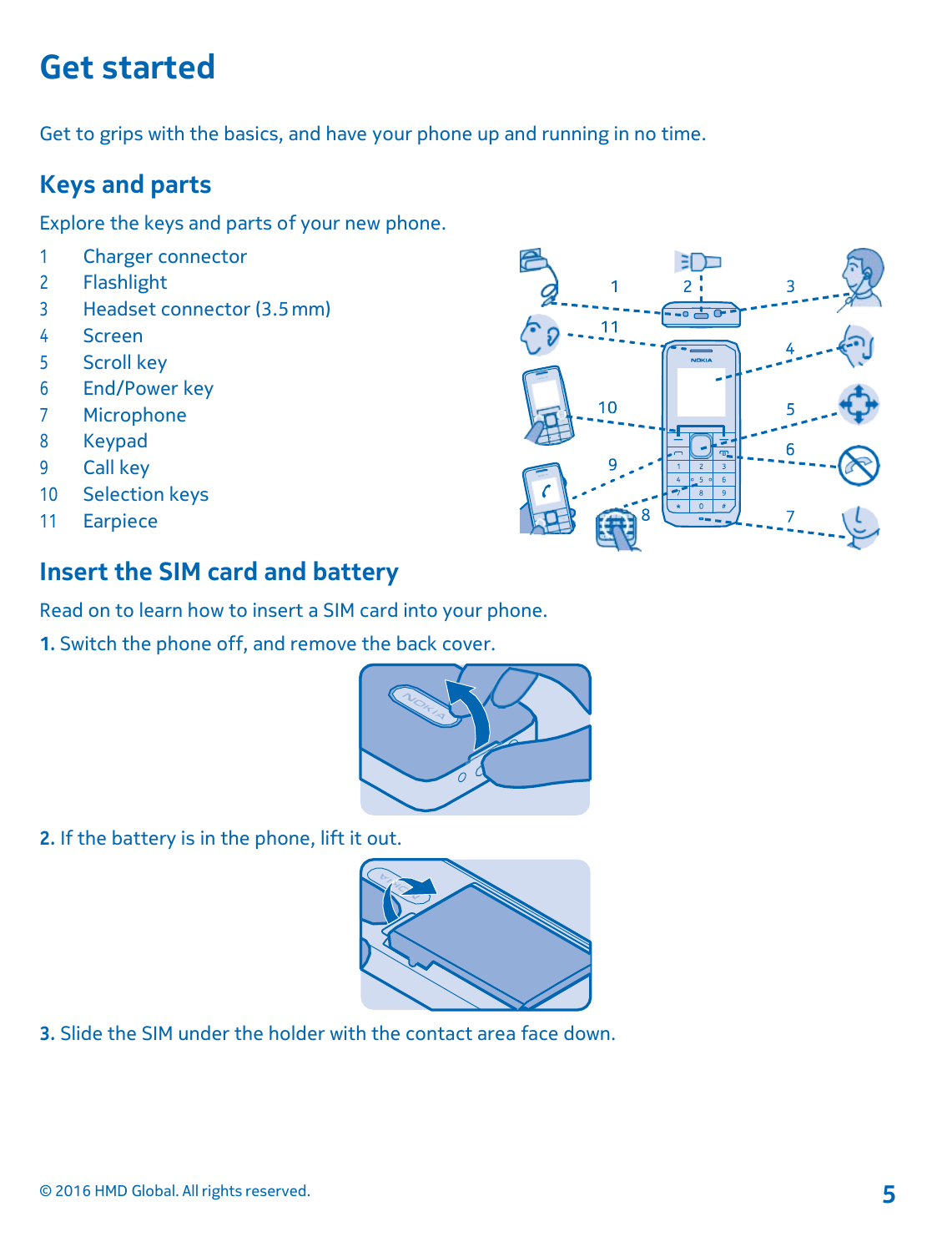# Get started

Get to grips with the basics, and have your phone up and running in no time.

## Keys and parts

Explore the keys and parts of your new phone.

1. Charger connector
2. Flashlight
3. Headset connector (3.5 mm)
4. Screen
5. Scroll key
6. End/Power key
7. Microphone
8. Keypad
9. Call key
10. Selection keys
11. Earpiece

## Insert the SIM card and battery

Read on to learn how to insert a SIM card into your phone.

**1.** Switch the phone off, and remove the back cover.

**2.** If the battery is in the phone, lift it out.

**3.** Slide the SIM under the holder with the contact area face down.

© 2016 HMD Global. All rights reserved.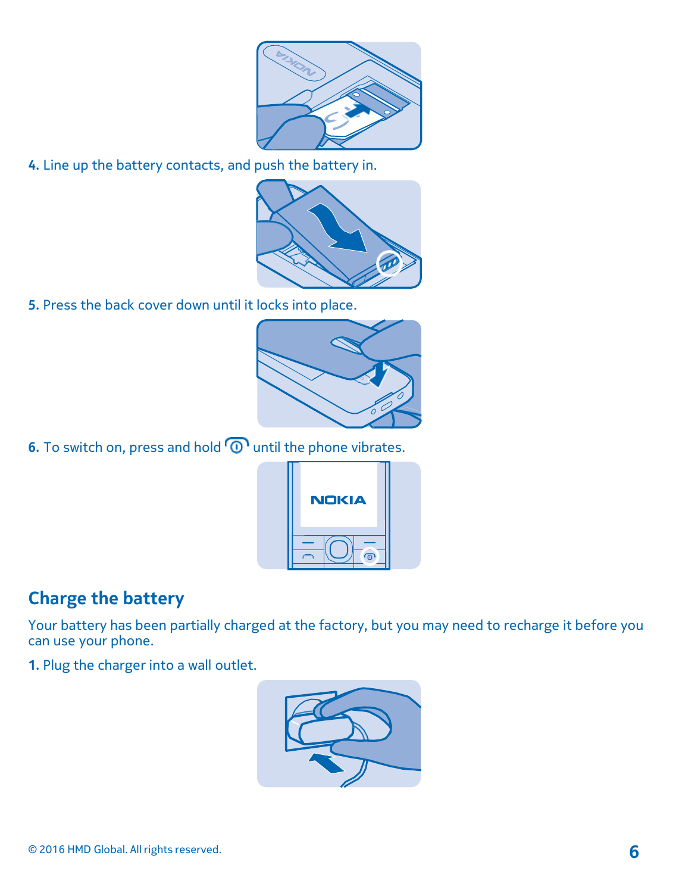4. Line up the battery contacts, and push the battery in.

5. Press the back cover down until it locks into place.

6. To switch on, press and hold ⏻ until the phone vibrates.

## Charge the battery

Your battery has been partially charged at the factory, but you may need to recharge it before you can use your phone.

1. Plug the charger into a wall outlet.

© 2016 HMD Global. All rights reserved.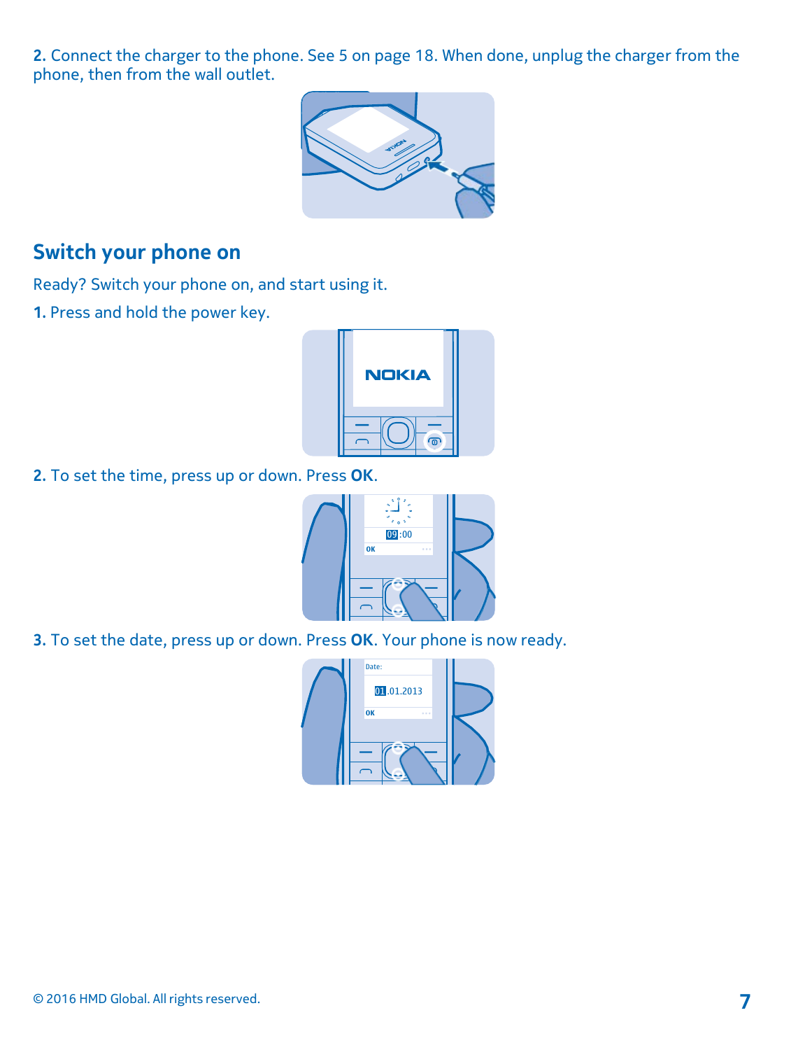**2.** Connect the charger to the phone. See 5 on page 18. When done, unplug the charger from the phone, then from the wall outlet.

## Switch your phone on

Ready? Switch your phone on, and start using it.

**1.** Press and hold the power key.

**2.** To set the time, press up or down. Press **OK**.

**3.** To set the date, press up or down. Press **OK**. Your phone is now ready.

© 2016 HMD Global. All rights reserved.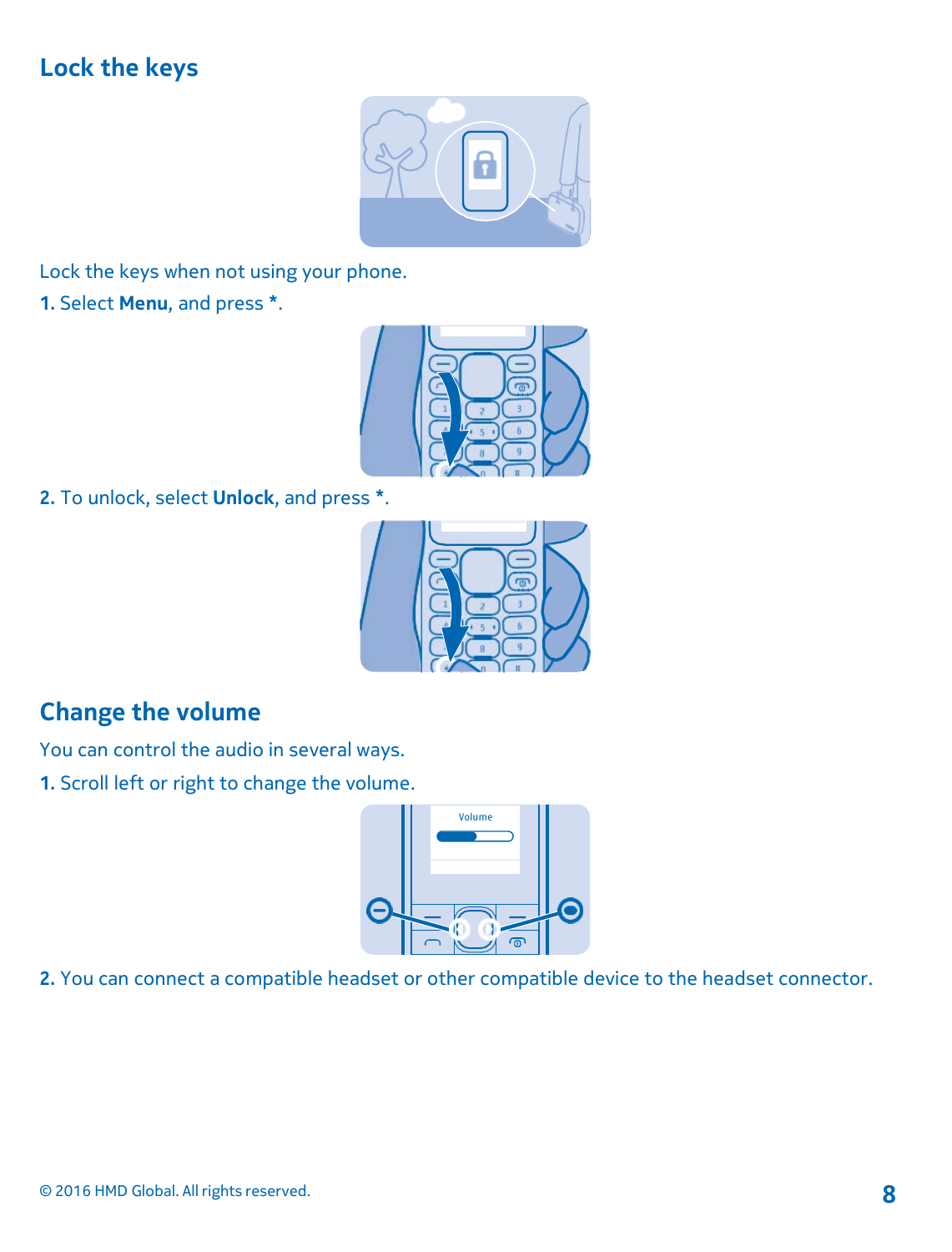## Lock the keys

Lock the keys when not using your phone.

1. Select **Menu**, and press *.

2. To unlock, select **Unlock**, and press *.

## Change the volume

You can control the audio in several ways.

1. Scroll left or right to change the volume.

2. You can connect a compatible headset or other compatible device to the headset connector.

© 2016 HMD Global. All rights reserved.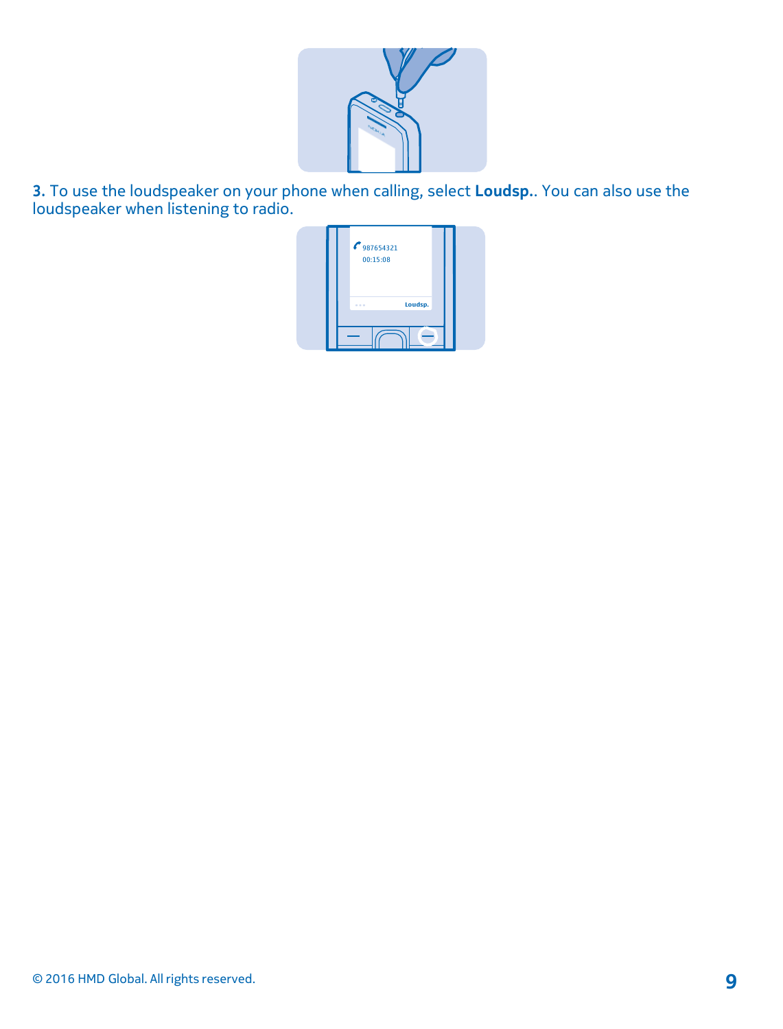**3.** To use the loudspeaker on your phone when calling, select **Loudsp.**. You can also use the loudspeaker when listening to radio.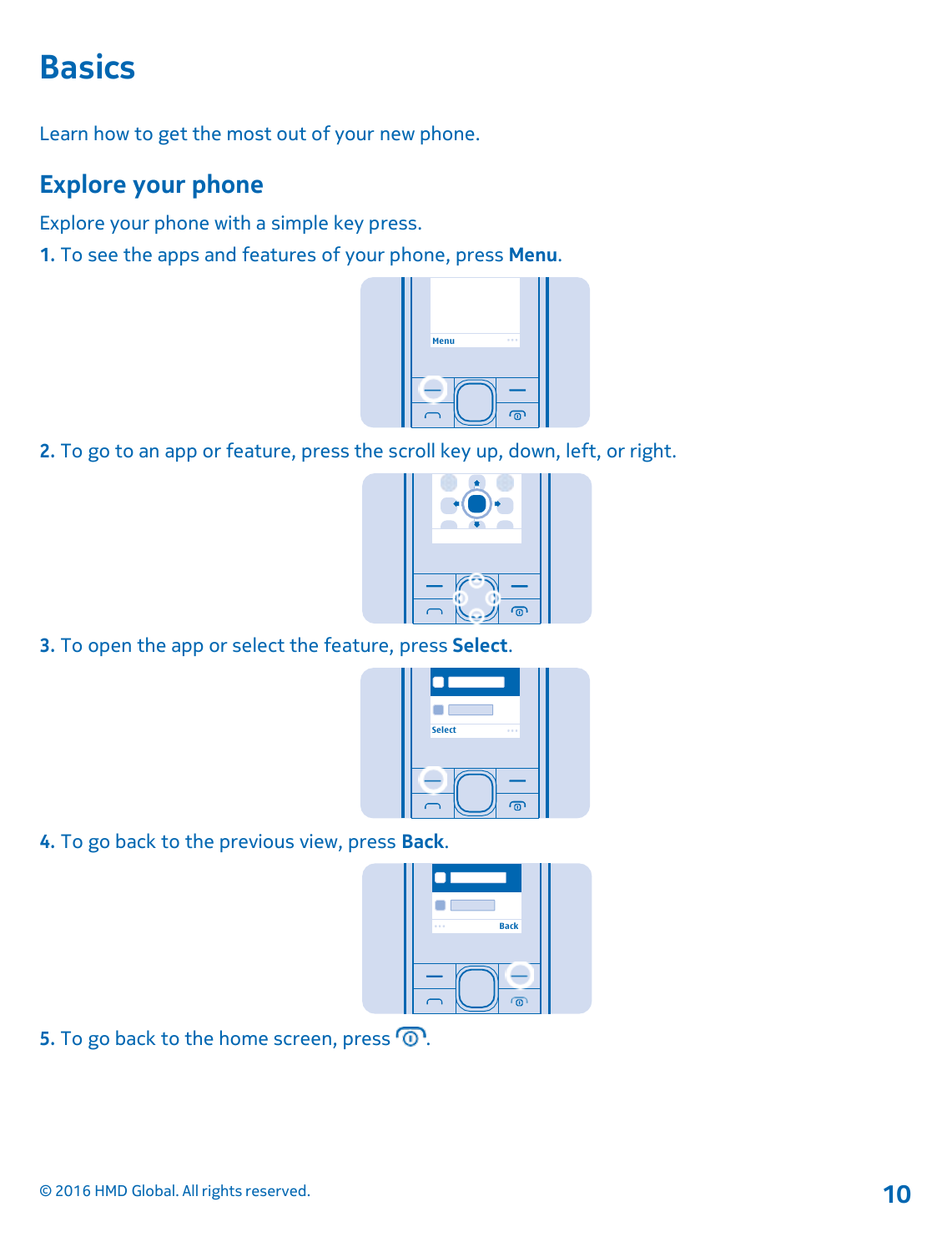# Basics

Learn how to get the most out of your new phone.

## Explore your phone

Explore your phone with a simple key press.

1. To see the apps and features of your phone, press **Menu**.

2. To go to an app or feature, press the scroll key up, down, left, or right.

3. To open the app or select the feature, press **Select**.

4. To go back to the previous view, press **Back**.

5. To go back to the home screen, press the end key.

© 2016 HMD Global. All rights reserved.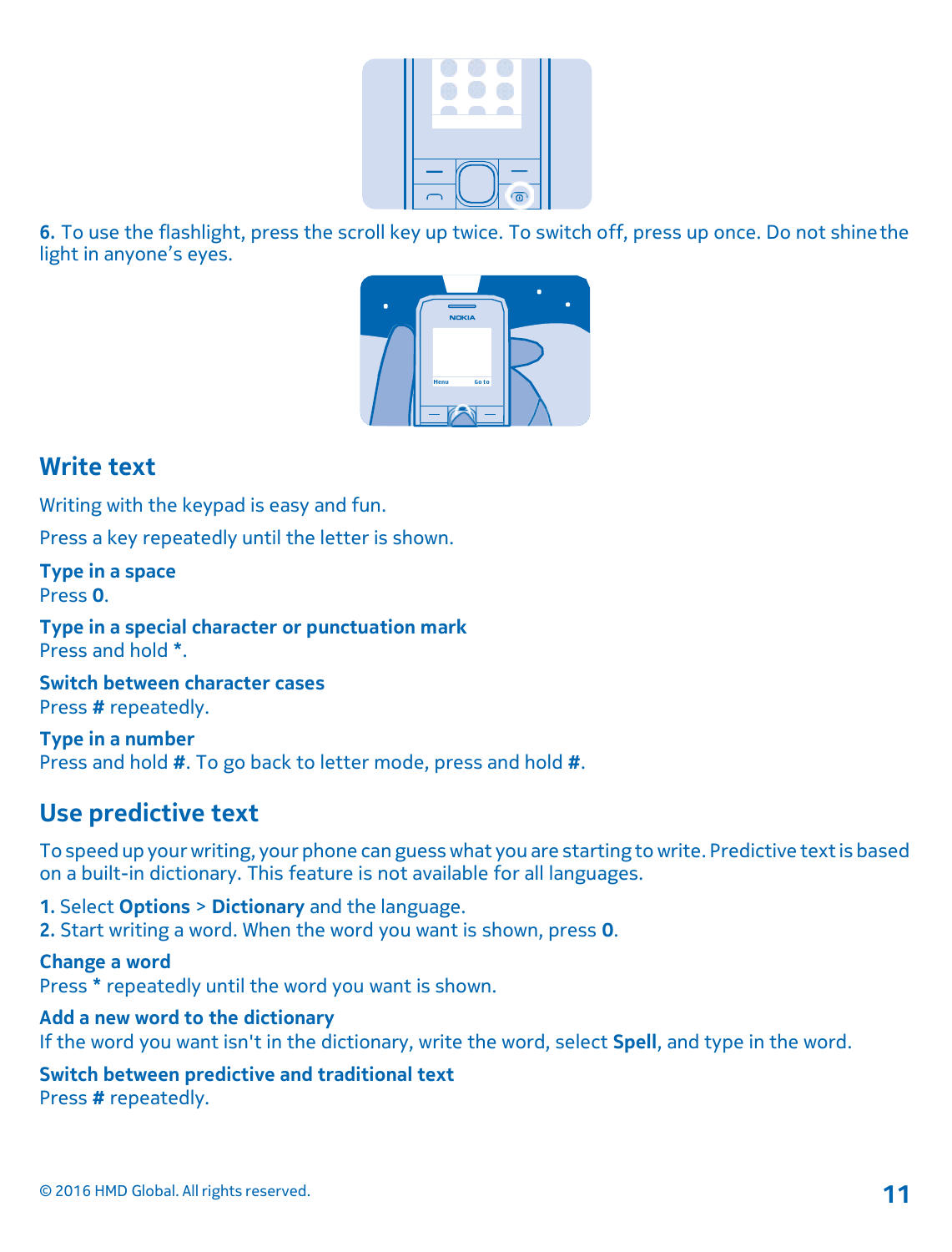6. To use the flashlight, press the scroll key up twice. To switch off, press up once. Do not shine the light in anyone's eyes.

## Write text

Writing with the keypad is easy and fun.

Press a key repeatedly until the letter is shown.

**Type in a space**
Press **0**.

**Type in a special character or punctuation mark**
Press and hold *****.

**Switch between character cases**
Press **#** repeatedly.

**Type in a number**
Press and hold **#**. To go back to letter mode, press and hold **#**.

## Use predictive text

To speed up your writing, your phone can guess what you are starting to write. Predictive text is based on a built-in dictionary. This feature is not available for all languages.

1. Select **Options** > **Dictionary** and the language.
2. Start writing a word. When the word you want is shown, press **0**.

**Change a word**
Press ***** repeatedly until the word you want is shown.

**Add a new word to the dictionary**
If the word you want isn't in the dictionary, write the word, select **Spell**, and type in the word.

**Switch between predictive and traditional text**
Press **#** repeatedly.

© 2016 HMD Global. All rights reserved.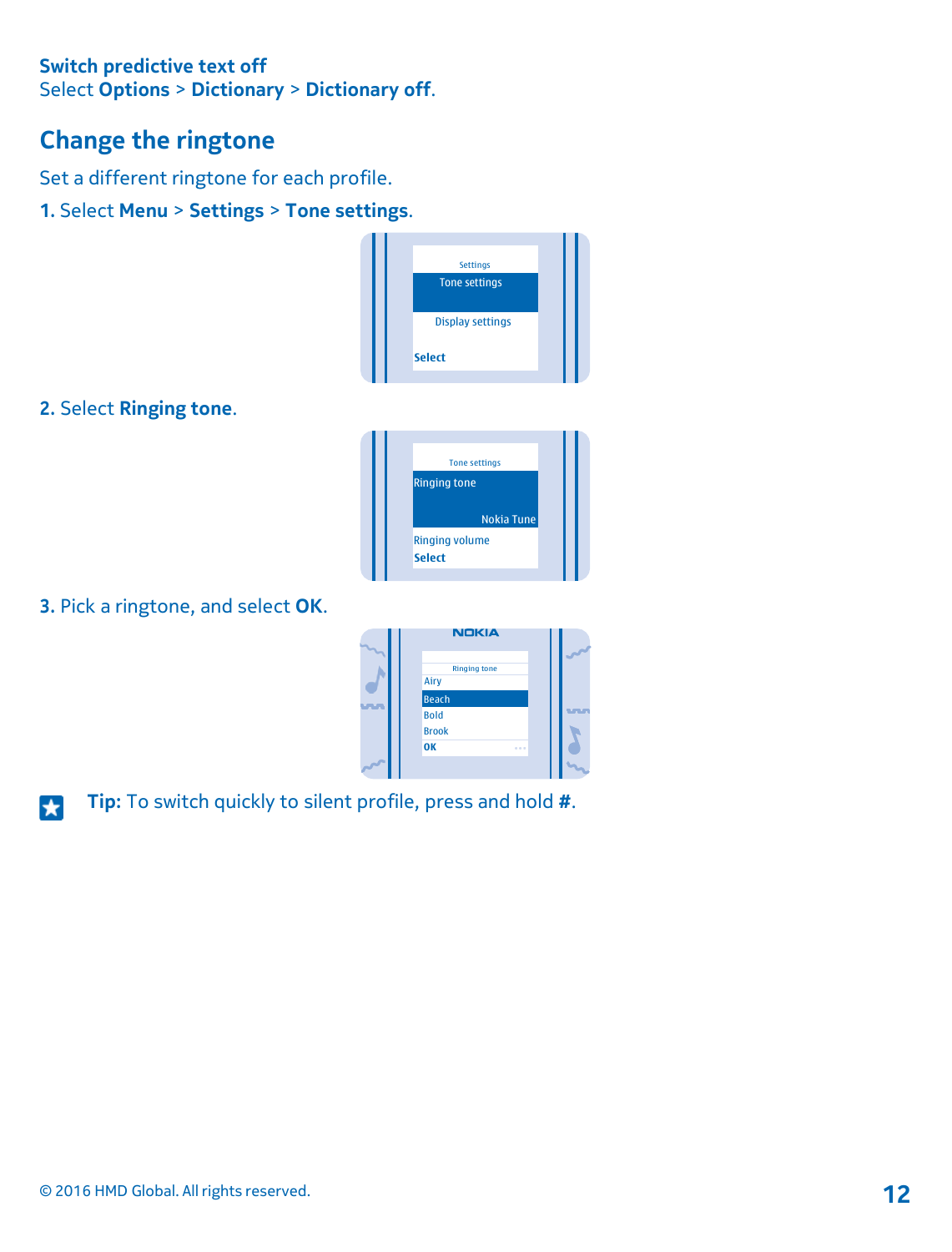### Switch predictive text off

Select **Options** > **Dictionary** > **Dictionary off**.

## Change the ringtone

Set a different ringtone for each profile.

1. Select **Menu** > **Settings** > **Tone settings**.

2. Select **Ringing tone**.

3. Pick a ringtone, and select **OK**.

**Tip:** To switch quickly to silent profile, press and hold **#**.

© 2016 HMD Global. All rights reserved.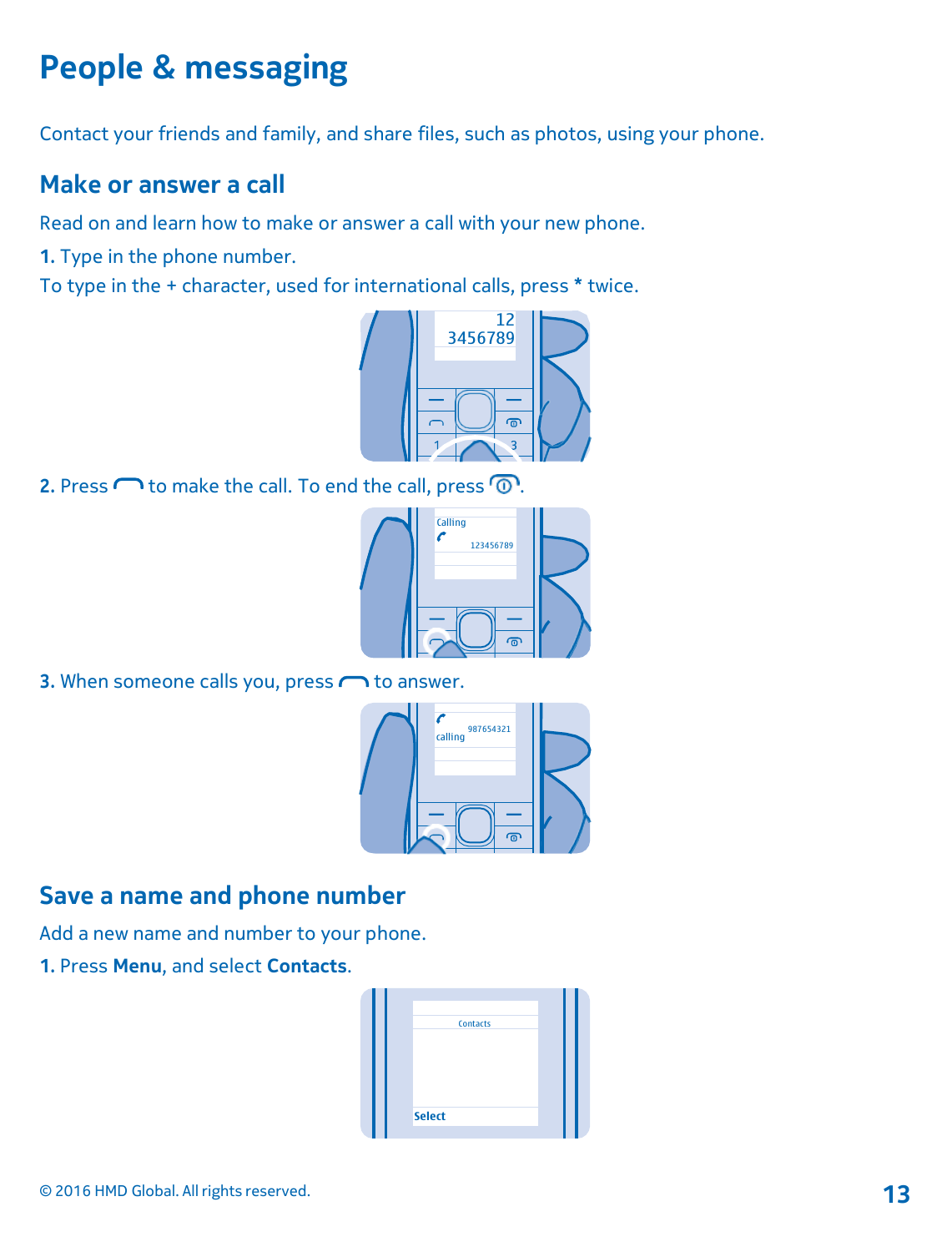# People & messaging

Contact your friends and family, and share files, such as photos, using your phone.

## Make or answer a call

Read on and learn how to make or answer a call with your new phone.

**1.** Type in the phone number.

To type in the + character, used for international calls, press * twice.

**2.** Press to make the call. To end the call, press .

**3.** When someone calls you, press to answer.

## Save a name and phone number

Add a new name and number to your phone.

**1.** Press **Menu**, and select **Contacts**.

© 2016 HMD Global. All rights reserved.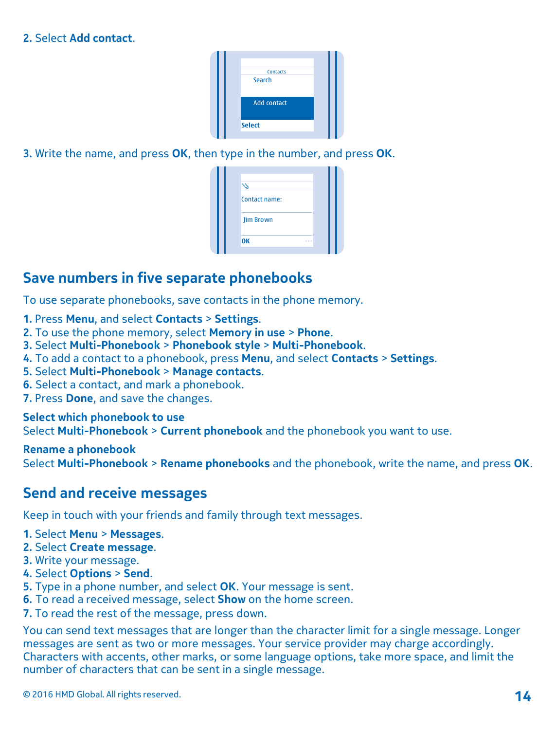2. Select **Add contact**.

3. Write the name, and press **OK**, then type in the number, and press **OK**.

## Save numbers in five separate phonebooks

To use separate phonebooks, save contacts in the phone memory.

1. Press **Menu**, and select **Contacts** > **Settings**.
2. To use the phone memory, select **Memory in use** > **Phone**.
3. Select **Multi-Phonebook** > **Phonebook style** > **Multi-Phonebook**.
4. To add a contact to a phonebook, press **Menu**, and select **Contacts** > **Settings**.
5. Select **Multi-Phonebook** > **Manage contacts**.
6. Select a contact, and mark a phonebook.
7. Press **Done**, and save the changes.

**Select which phonebook to use**
Select **Multi-Phonebook** > **Current phonebook** and the phonebook you want to use.

**Rename a phonebook**
Select **Multi-Phonebook** > **Rename phonebooks** and the phonebook, write the name, and press **OK**.

## Send and receive messages

Keep in touch with your friends and family through text messages.

1. Select **Menu** > **Messages**.
2. Select **Create message**.
3. Write your message.
4. Select **Options** > **Send**.
5. Type in a phone number, and select **OK**. Your message is sent.
6. To read a received message, select **Show** on the home screen.
7. To read the rest of the message, press down.

You can send text messages that are longer than the character limit for a single message. Longer messages are sent as two or more messages. Your service provider may charge accordingly. Characters with accents, other marks, or some language options, take more space, and limit the number of characters that can be sent in a single message.

© 2016 HMD Global. All rights reserved.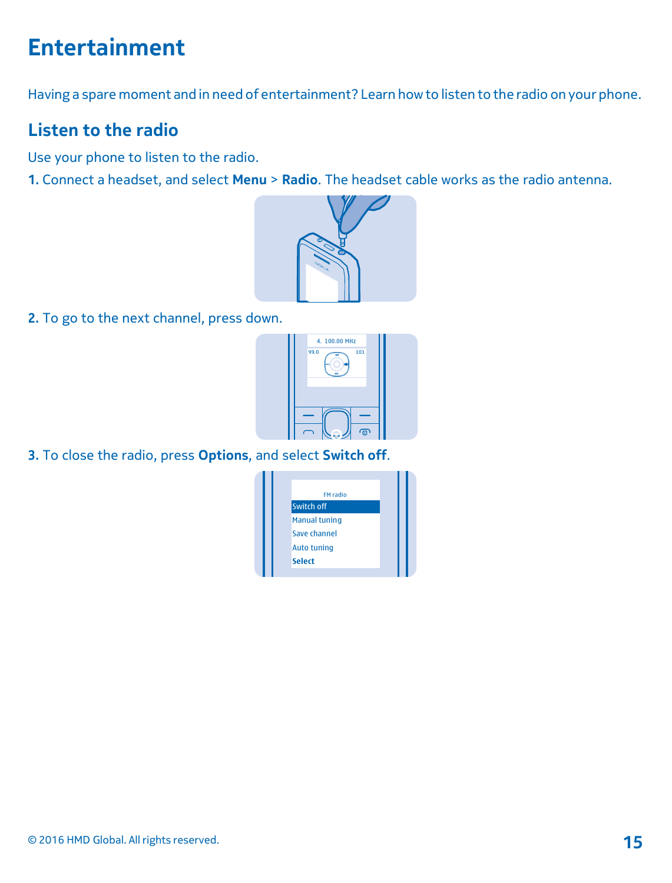# Entertainment

Having a spare moment and in need of entertainment? Learn how to listen to the radio on your phone.

## Listen to the radio

Use your phone to listen to the radio.

1. Connect a headset, and select **Menu** > **Radio**. The headset cable works as the radio antenna.

2. To go to the next channel, press down.

3. To close the radio, press **Options**, and select **Switch off**.

© 2016 HMD Global. All rights reserved.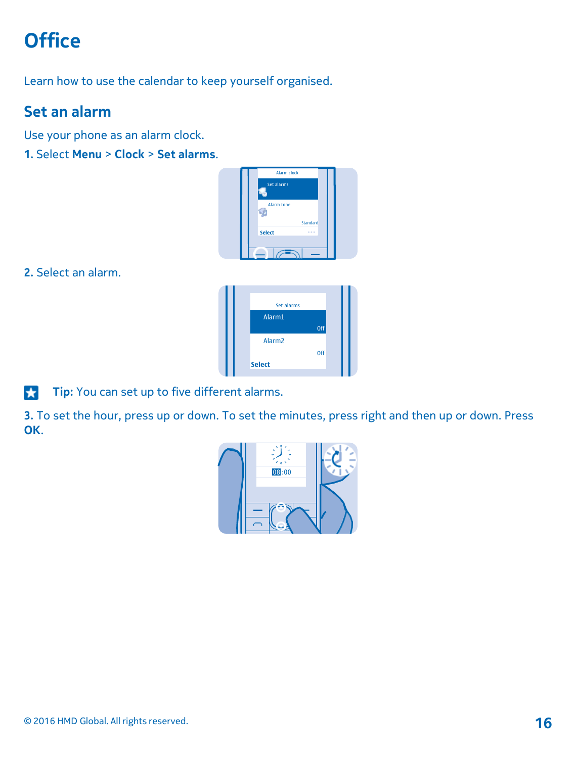# Office

Learn how to use the calendar to keep yourself organised.

## Set an alarm

Use your phone as an alarm clock.

1. Select **Menu** > **Clock** > **Set alarms**.

2. Select an alarm.

**Tip:** You can set up to five different alarms.

3. To set the hour, press up or down. To set the minutes, press right and then up or down. Press **OK**.

© 2016 HMD Global. All rights reserved.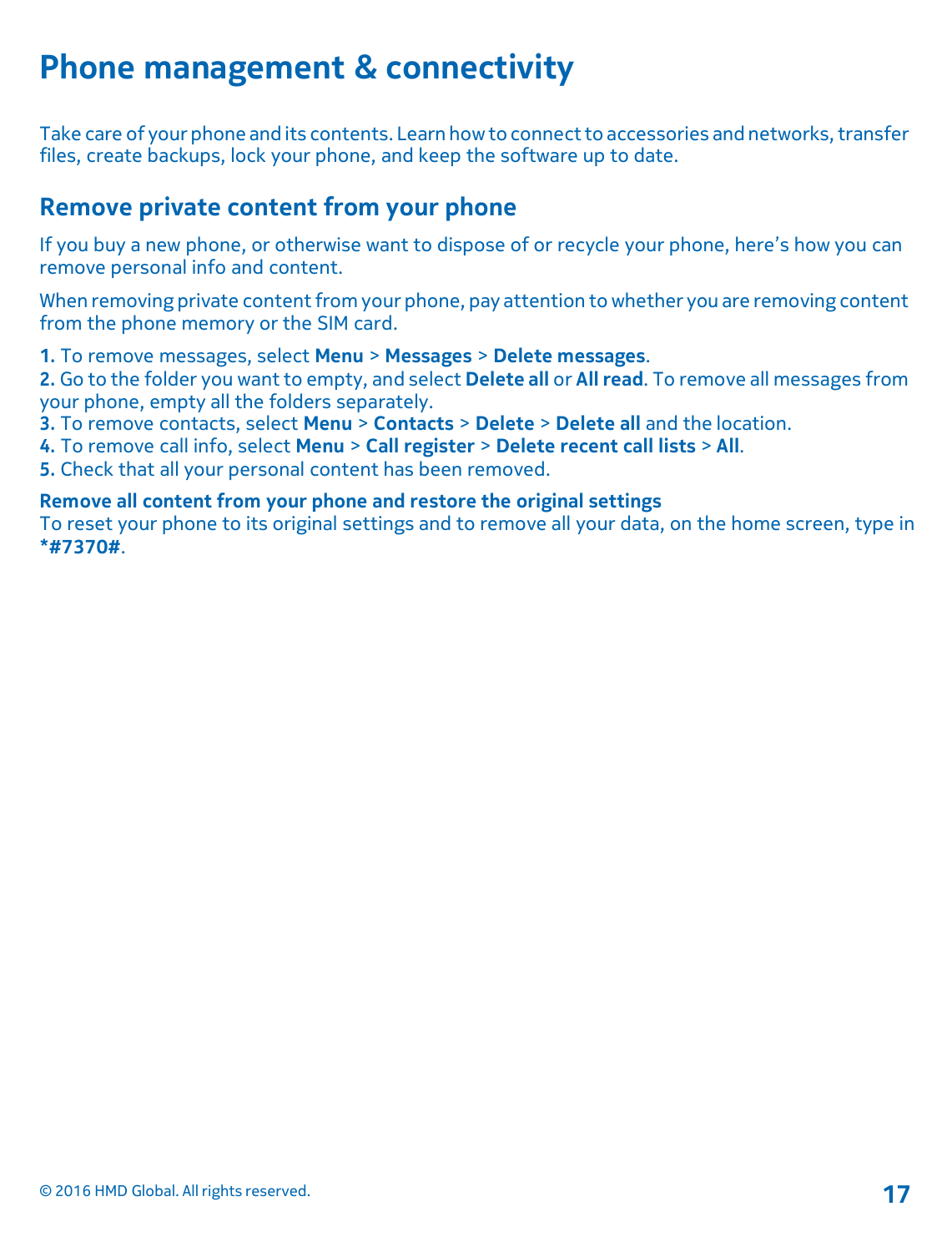# Phone management & connectivity

Take care of your phone and its contents. Learn how to connect to accessories and networks, transfer files, create backups, lock your phone, and keep the software up to date.

## Remove private content from your phone

If you buy a new phone, or otherwise want to dispose of or recycle your phone, here's how you can remove personal info and content.

When removing private content from your phone, pay attention to whether you are removing content from the phone memory or the SIM card.

**1.** To remove messages, select **Menu** > **Messages** > **Delete messages**.
**2.** Go to the folder you want to empty, and select **Delete all** or **All read**. To remove all messages from your phone, empty all the folders separately.
**3.** To remove contacts, select **Menu** > **Contacts** > **Delete** > **Delete all** and the location.
**4.** To remove call info, select **Menu** > **Call register** > **Delete recent call lists** > **All**.
**5.** Check that all your personal content has been removed.

**Remove all content from your phone and restore the original settings**
To reset your phone to its original settings and to remove all your data, on the home screen, type in **\*#7370#**.

© 2016 HMD Global. All rights reserved.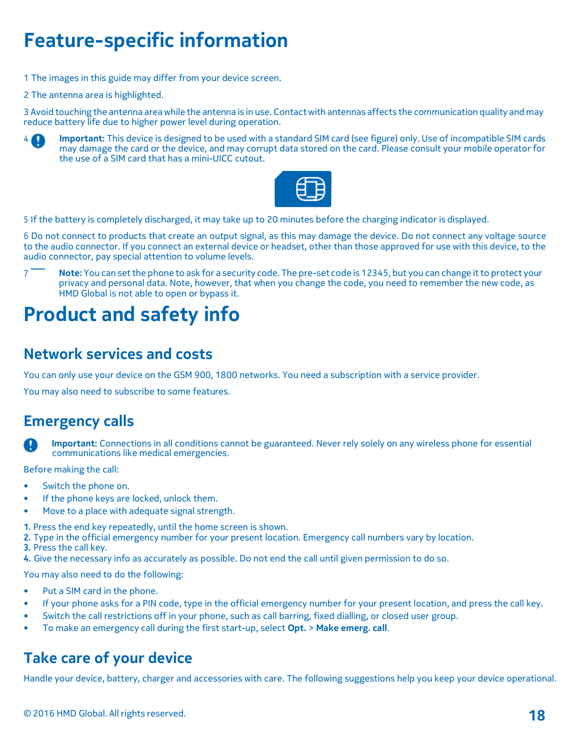# Feature-specific information

1 The images in this guide may differ from your device screen.

2 The antenna area is highlighted.

3 Avoid touching the antenna area while the antenna is in use. Contact with antennas affects the communication quality and may reduce battery life due to higher power level during operation.

4 **Important:** This device is designed to be used with a standard SIM card (see figure) only. Use of incompatible SIM cards may damage the card or the device, and may corrupt data stored on the card. Please consult your mobile operator for the use of a SIM card that has a mini-UICC cutout.

5 If the battery is completely discharged, it may take up to 20 minutes before the charging indicator is displayed.

6 Do not connect to products that create an output signal, as this may damage the device. Do not connect any voltage source to the audio connector. If you connect an external device or headset, other than those approved for use with this device, to the audio connector, pay special attention to volume levels.

7 **Note:** You can set the phone to ask for a security code. The pre-set code is 12345, but you can change it to protect your privacy and personal data. Note, however, that when you change the code, you need to remember the new code, as HMD Global is not able to open or bypass it.

# Product and safety info

## Network services and costs

You can only use your device on the GSM 900, 1800 networks. You need a subscription with a service provider.

You may also need to subscribe to some features.

## Emergency calls

**Important:** Connections in all conditions cannot be guaranteed. Never rely solely on any wireless phone for essential communications like medical emergencies.

Before making the call:

- Switch the phone on.
- If the phone keys are locked, unlock them.
- Move to a place with adequate signal strength.

1. Press the end key repeatedly, until the home screen is shown.
2. Type in the official emergency number for your present location. Emergency call numbers vary by location.
3. Press the call key.
4. Give the necessary info as accurately as possible. Do not end the call until given permission to do so.

You may also need to do the following:

- Put a SIM card in the phone.
- If your phone asks for a PIN code, type in the official emergency number for your present location, and press the call key.
- Switch the call restrictions off in your phone, such as call barring, fixed dialling, or closed user group.
- To make an emergency call during the first start-up, select **Opt.** > **Make emerg. call**.

## Take care of your device

Handle your device, battery, charger and accessories with care. The following suggestions help you keep your device operational.

© 2016 HMD Global. All rights reserved.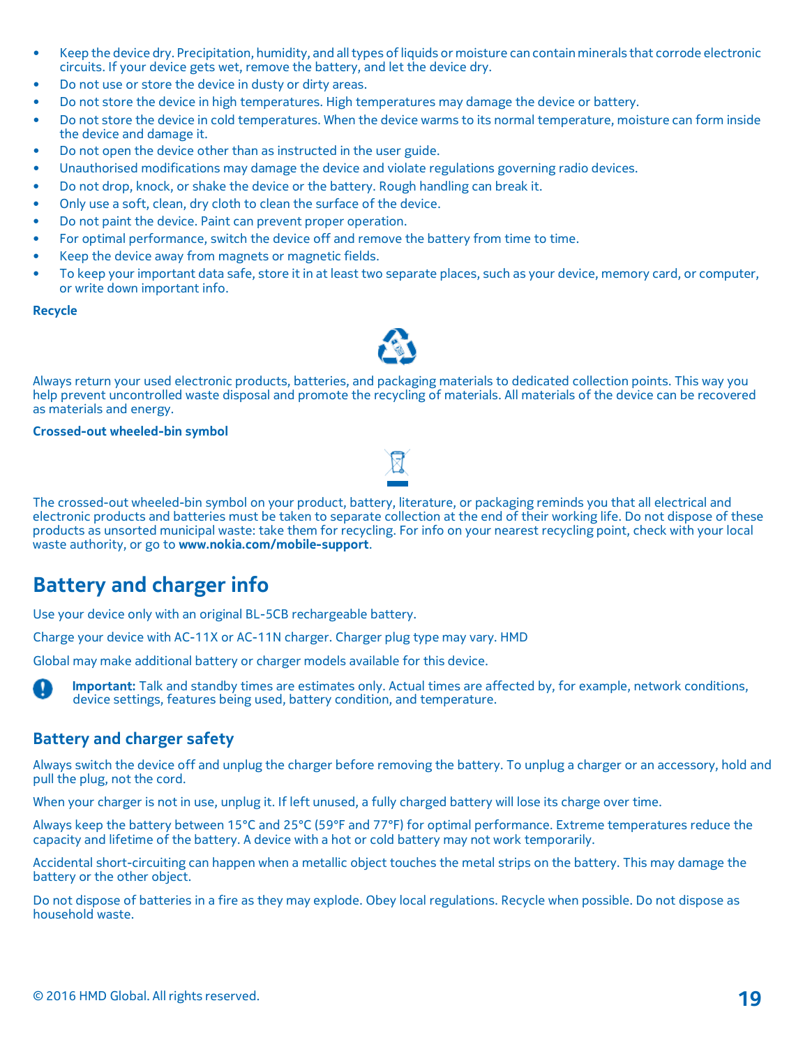- Keep the device dry. Precipitation, humidity, and all types of liquids or moisture can contain minerals that corrode electronic circuits. If your device gets wet, remove the battery, and let the device dry.
- Do not use or store the device in dusty or dirty areas.
- Do not store the device in high temperatures. High temperatures may damage the device or battery.
- Do not store the device in cold temperatures. When the device warms to its normal temperature, moisture can form inside the device and damage it.
- Do not open the device other than as instructed in the user guide.
- Unauthorised modifications may damage the device and violate regulations governing radio devices.
- Do not drop, knock, or shake the device or the battery. Rough handling can break it.
- Only use a soft, clean, dry cloth to clean the surface of the device.
- Do not paint the device. Paint can prevent proper operation.
- For optimal performance, switch the device off and remove the battery from time to time.
- Keep the device away from magnets or magnetic fields.
- To keep your important data safe, store it in at least two separate places, such as your device, memory card, or computer, or write down important info.

**Recycle**

Always return your used electronic products, batteries, and packaging materials to dedicated collection points. This way you help prevent uncontrolled waste disposal and promote the recycling of materials. All materials of the device can be recovered as materials and energy.

**Crossed-out wheeled-bin symbol**

The crossed-out wheeled-bin symbol on your product, battery, literature, or packaging reminds you that all electrical and electronic products and batteries must be taken to separate collection at the end of their working life. Do not dispose of these products as unsorted municipal waste: take them for recycling. For info on your nearest recycling point, check with your local waste authority, or go to **www.nokia.com/mobile-support**.

## Battery and charger info

Use your device only with an original BL-5CB rechargeable battery.

Charge your device with AC-11X or AC-11N charger. Charger plug type may vary. HMD

Global may make additional battery or charger models available for this device.

**Important:** Talk and standby times are estimates only. Actual times are affected by, for example, network conditions, device settings, features being used, battery condition, and temperature.

### Battery and charger safety

Always switch the device off and unplug the charger before removing the battery. To unplug a charger or an accessory, hold and pull the plug, not the cord.

When your charger is not in use, unplug it. If left unused, a fully charged battery will lose its charge over time.

Always keep the battery between 15°C and 25°C (59°F and 77°F) for optimal performance. Extreme temperatures reduce the capacity and lifetime of the battery. A device with a hot or cold battery may not work temporarily.

Accidental short-circuiting can happen when a metallic object touches the metal strips on the battery. This may damage the battery or the other object.

Do not dispose of batteries in a fire as they may explode. Obey local regulations. Recycle when possible. Do not dispose as household waste.

© 2016 HMD Global. All rights reserved.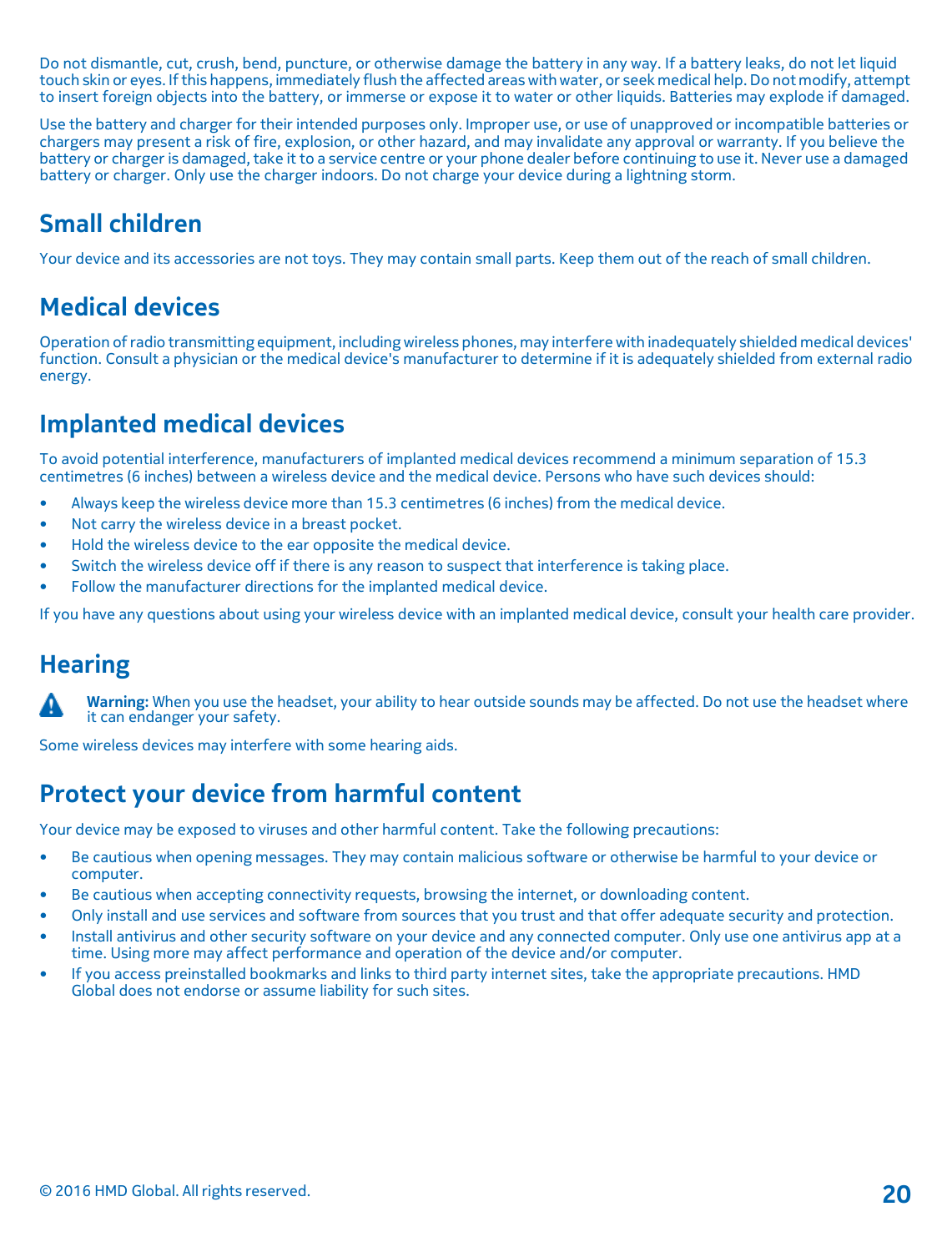Do not dismantle, cut, crush, bend, puncture, or otherwise damage the battery in any way. If a battery leaks, do not let liquid touch skin or eyes. If this happens, immediately flush the affected areas with water, or seek medical help. Do not modify, attempt to insert foreign objects into the battery, or immerse or expose it to water or other liquids. Batteries may explode if damaged.

Use the battery and charger for their intended purposes only. Improper use, or use of unapproved or incompatible batteries or chargers may present a risk of fire, explosion, or other hazard, and may invalidate any approval or warranty. If you believe the battery or charger is damaged, take it to a service centre or your phone dealer before continuing to use it. Never use a damaged battery or charger. Only use the charger indoors. Do not charge your device during a lightning storm.

## Small children

Your device and its accessories are not toys. They may contain small parts. Keep them out of the reach of small children.

## Medical devices

Operation of radio transmitting equipment, including wireless phones, may interfere with inadequately shielded medical devices' function. Consult a physician or the medical device's manufacturer to determine if it is adequately shielded from external radio energy.

## Implanted medical devices

To avoid potential interference, manufacturers of implanted medical devices recommend a minimum separation of 15.3 centimetres (6 inches) between a wireless device and the medical device. Persons who have such devices should:

- Always keep the wireless device more than 15.3 centimetres (6 inches) from the medical device.
- Not carry the wireless device in a breast pocket.
- Hold the wireless device to the ear opposite the medical device.
- Switch the wireless device off if there is any reason to suspect that interference is taking place.
- Follow the manufacturer directions for the implanted medical device.

If you have any questions about using your wireless device with an implanted medical device, consult your health care provider.

## Hearing

**Warning:** When you use the headset, your ability to hear outside sounds may be affected. Do not use the headset where it can endanger your safety.

Some wireless devices may interfere with some hearing aids.

## Protect your device from harmful content

Your device may be exposed to viruses and other harmful content. Take the following precautions:

- Be cautious when opening messages. They may contain malicious software or otherwise be harmful to your device or computer.
- Be cautious when accepting connectivity requests, browsing the internet, or downloading content.
- Only install and use services and software from sources that you trust and that offer adequate security and protection.
- Install antivirus and other security software on your device and any connected computer. Only use one antivirus app at a time. Using more may affect performance and operation of the device and/or computer.
- If you access preinstalled bookmarks and links to third party internet sites, take the appropriate precautions. HMD Global does not endorse or assume liability for such sites.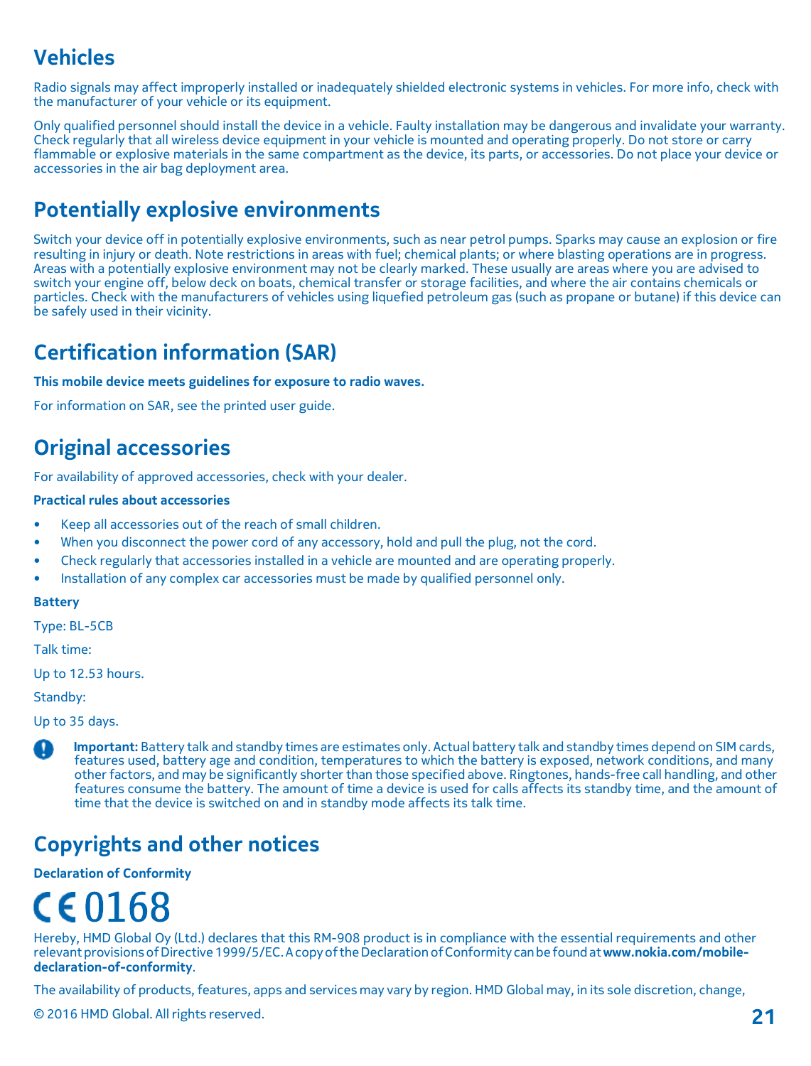## Vehicles

Radio signals may affect improperly installed or inadequately shielded electronic systems in vehicles. For more info, check with the manufacturer of your vehicle or its equipment.

Only qualified personnel should install the device in a vehicle. Faulty installation may be dangerous and invalidate your warranty. Check regularly that all wireless device equipment in your vehicle is mounted and operating properly. Do not store or carry flammable or explosive materials in the same compartment as the device, its parts, or accessories. Do not place your device or accessories in the air bag deployment area.

## Potentially explosive environments

Switch your device off in potentially explosive environments, such as near petrol pumps. Sparks may cause an explosion or fire resulting in injury or death. Note restrictions in areas with fuel; chemical plants; or where blasting operations are in progress. Areas with a potentially explosive environment may not be clearly marked. These usually are areas where you are advised to switch your engine off, below deck on boats, chemical transfer or storage facilities, and where the air contains chemicals or particles. Check with the manufacturers of vehicles using liquefied petroleum gas (such as propane or butane) if this device can be safely used in their vicinity.

## Certification information (SAR)

**This mobile device meets guidelines for exposure to radio waves.**

For information on SAR, see the printed user guide.

## Original accessories

For availability of approved accessories, check with your dealer.

**Practical rules about accessories**

- Keep all accessories out of the reach of small children.
- When you disconnect the power cord of any accessory, hold and pull the plug, not the cord.
- Check regularly that accessories installed in a vehicle are mounted and are operating properly.
- Installation of any complex car accessories must be made by qualified personnel only.

**Battery**

Type: BL-5CB

Talk time:

Up to 12.53 hours.

Standby:

Up to 35 days.

**Important:** Battery talk and standby times are estimates only. Actual battery talk and standby times depend on SIM cards, features used, battery age and condition, temperatures to which the battery is exposed, network conditions, and many other factors, and may be significantly shorter than those specified above. Ringtones, hands-free call handling, and other features consume the battery. The amount of time a device is used for calls affects its standby time, and the amount of time that the device is switched on and in standby mode affects its talk time.

## Copyrights and other notices

**Declaration of Conformity**

CE 0168

Hereby, HMD Global Oy (Ltd.) declares that this RM-908 product is in compliance with the essential requirements and other relevant provisions of Directive 1999/5/EC. A copy of the Declaration of Conformity can be found at **www.nokia.com/mobile-declaration-of-conformity**.

The availability of products, features, apps and services may vary by region. HMD Global may, in its sole discretion, change,

© 2016 HMD Global. All rights reserved.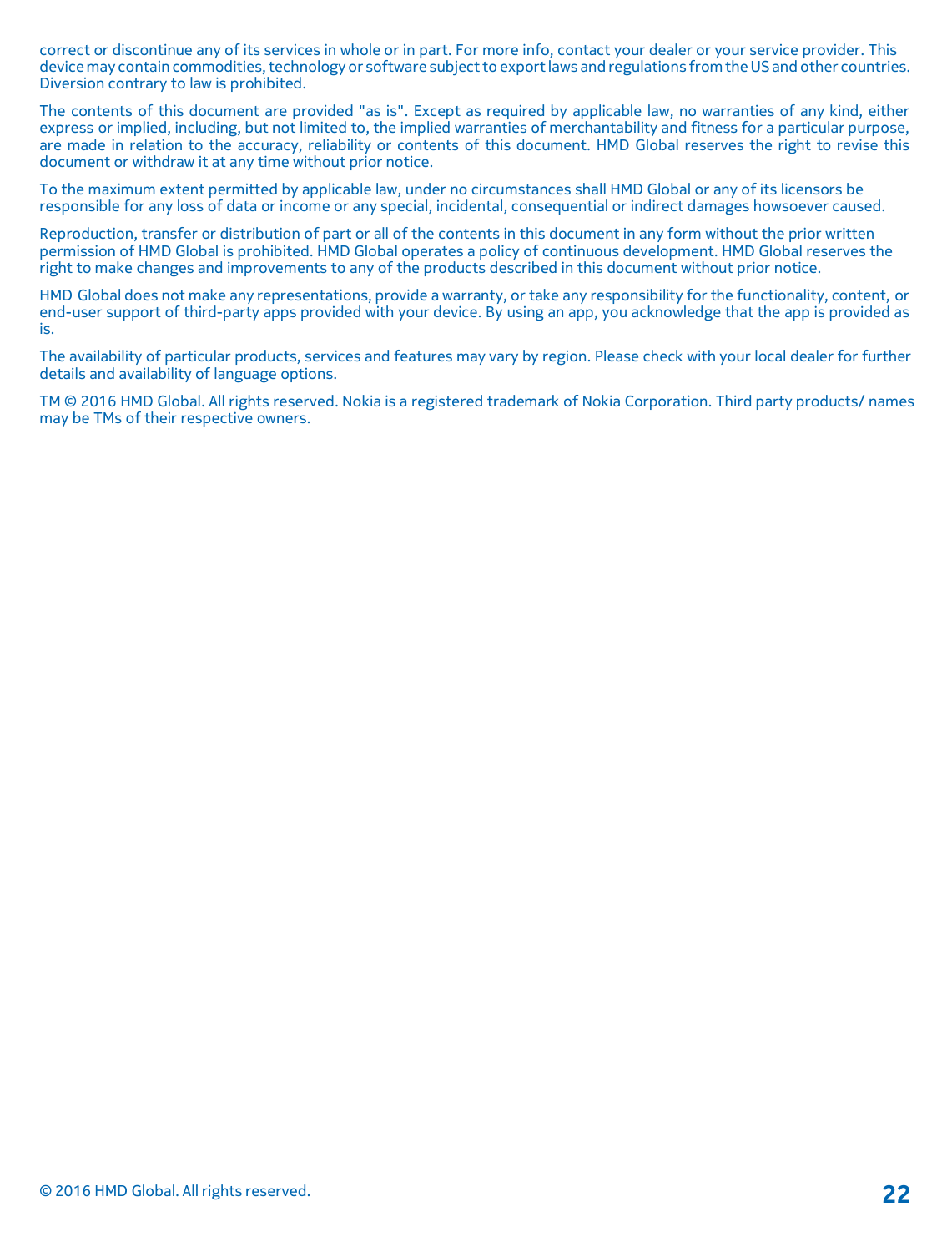correct or discontinue any of its services in whole or in part. For more info, contact your dealer or your service provider. This device may contain commodities, technology or software subject to export laws and regulations from the US and other countries. Diversion contrary to law is prohibited.

The contents of this document are provided "as is". Except as required by applicable law, no warranties of any kind, either express or implied, including, but not limited to, the implied warranties of merchantability and fitness for a particular purpose, are made in relation to the accuracy, reliability or contents of this document. HMD Global reserves the right to revise this document or withdraw it at any time without prior notice.

To the maximum extent permitted by applicable law, under no circumstances shall HMD Global or any of its licensors be responsible for any loss of data or income or any special, incidental, consequential or indirect damages howsoever caused.

Reproduction, transfer or distribution of part or all of the contents in this document in any form without the prior written permission of HMD Global is prohibited. HMD Global operates a policy of continuous development. HMD Global reserves the right to make changes and improvements to any of the products described in this document without prior notice.

HMD Global does not make any representations, provide a warranty, or take any responsibility for the functionality, content, or end-user support of third-party apps provided with your device. By using an app, you acknowledge that the app is provided as is.

The availability of particular products, services and features may vary by region. Please check with your local dealer for further details and availability of language options.

TM © 2016 HMD Global. All rights reserved. Nokia is a registered trademark of Nokia Corporation. Third party products/ names may be TMs of their respective owners.